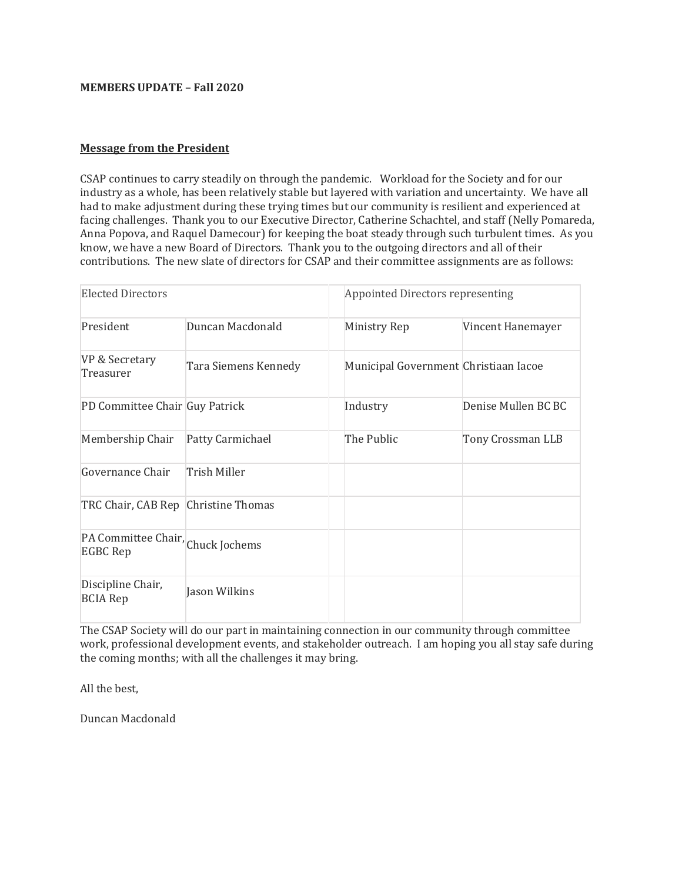**MEMBERS UPDATE – Fall 2020**

**Message from the President**

CSAP continues to carry steadily on through the pandemic. Workload for the Society and for our industry as a whole, has been relatively stable but layered with variation and uncertainty. We have all had to make adjustment during these trying times but our community is resilient and experienced at facing challenges. Thank you to our Executive Director, Catherine Schachtel, and staff (Nelly Pomareda, Anna Popova, and Raquel Damecour) for keeping the boat steady through such turbulent times. As you know, we have a new Board of Directors. Thank you to the outgoing directors and all of their contributions. The new slate of directors for CSAP and their committee assignments are as follows:

| Elected Directors | | | Appointed Directors representing | |
|---|---|---|---|---|
| President | Duncan Macdonald | | Ministry Rep | Vincent Hanemayer |
| VP & Secretary Treasurer | Tara Siemens Kennedy | | Municipal Government | Christiaan Iacoe |
| PD Committee Chair | Guy Patrick | | Industry | Denise Mullen BC BC |
| Membership Chair | Patty Carmichael | | The Public | Tony Crossman LLB |
| Governance Chair | Trish Miller | | | |
| TRC Chair, CAB Rep | Christine Thomas | | | |
| PA Committee Chair, EGBC Rep | Chuck Jochems | | | |
| Discipline Chair, BCIA Rep | Jason Wilkins | | | |

The CSAP Society will do our part in maintaining connection in our community through committee work, professional development events, and stakeholder outreach. I am hoping you all stay safe during the coming months; with all the challenges it may bring.

All the best,

Duncan Macdonald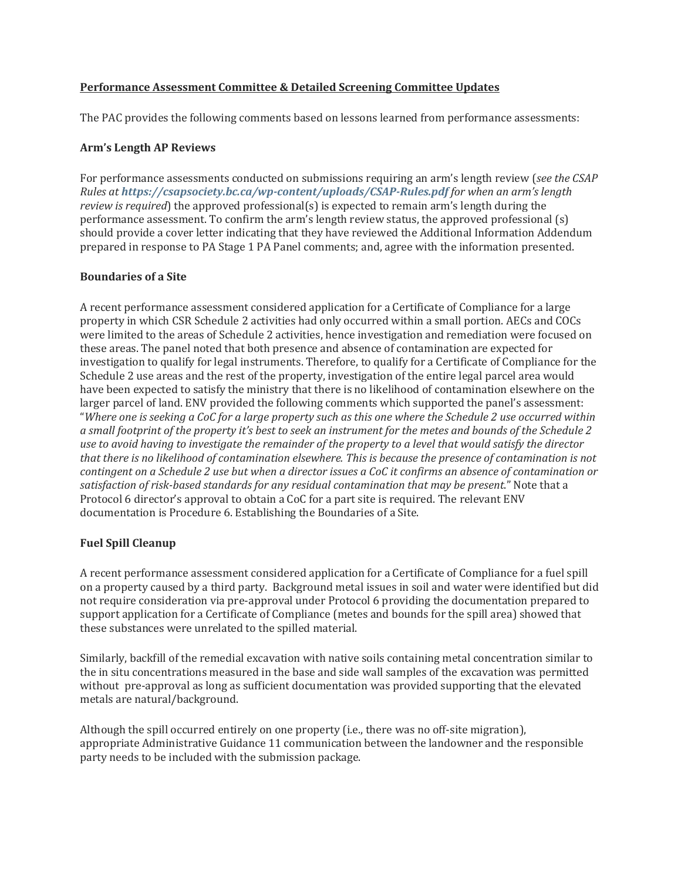## Performance Assessment Committee & Detailed Screening Committee Updates

The PAC provides the following comments based on lessons learned from performance assessments:

### Arm's Length AP Reviews

For performance assessments conducted on submissions requiring an arm's length review (*see the CSAP Rules at **https://csapsociety.bc.ca/wp-content/uploads/CSAP-Rules.pdf** for when an arm's length review is required*) the approved professional(s) is expected to remain arm's length during the performance assessment. To confirm the arm's length review status, the approved professional (s) should provide a cover letter indicating that they have reviewed the Additional Information Addendum prepared in response to PA Stage 1 PA Panel comments; and, agree with the information presented.

### Boundaries of a Site

A recent performance assessment considered application for a Certificate of Compliance for a large property in which CSR Schedule 2 activities had only occurred within a small portion. AECs and COCs were limited to the areas of Schedule 2 activities, hence investigation and remediation were focused on these areas. The panel noted that both presence and absence of contamination are expected for investigation to qualify for legal instruments. Therefore, to qualify for a Certificate of Compliance for the Schedule 2 use areas and the rest of the property, investigation of the entire legal parcel area would have been expected to satisfy the ministry that there is no likelihood of contamination elsewhere on the larger parcel of land. ENV provided the following comments which supported the panel's assessment: "*Where one is seeking a CoC for a large property such as this one where the Schedule 2 use occurred within a small footprint of the property it's best to seek an instrument for the metes and bounds of the Schedule 2 use to avoid having to investigate the remainder of the property to a level that would satisfy the director that there is no likelihood of contamination elsewhere. This is because the presence of contamination is not contingent on a Schedule 2 use but when a director issues a CoC it confirms an absence of contamination or satisfaction of risk-based standards for any residual contamination that may be present.*" Note that a Protocol 6 director's approval to obtain a CoC for a part site is required. The relevant ENV documentation is Procedure 6. Establishing the Boundaries of a Site.

### Fuel Spill Cleanup

A recent performance assessment considered application for a Certificate of Compliance for a fuel spill on a property caused by a third party. Background metal issues in soil and water were identified but did not require consideration via pre-approval under Protocol 6 providing the documentation prepared to support application for a Certificate of Compliance (metes and bounds for the spill area) showed that these substances were unrelated to the spilled material.

Similarly, backfill of the remedial excavation with native soils containing metal concentration similar to the in situ concentrations measured in the base and side wall samples of the excavation was permitted without pre-approval as long as sufficient documentation was provided supporting that the elevated metals are natural/background.

Although the spill occurred entirely on one property (i.e., there was no off-site migration), appropriate Administrative Guidance 11 communication between the landowner and the responsible party needs to be included with the submission package.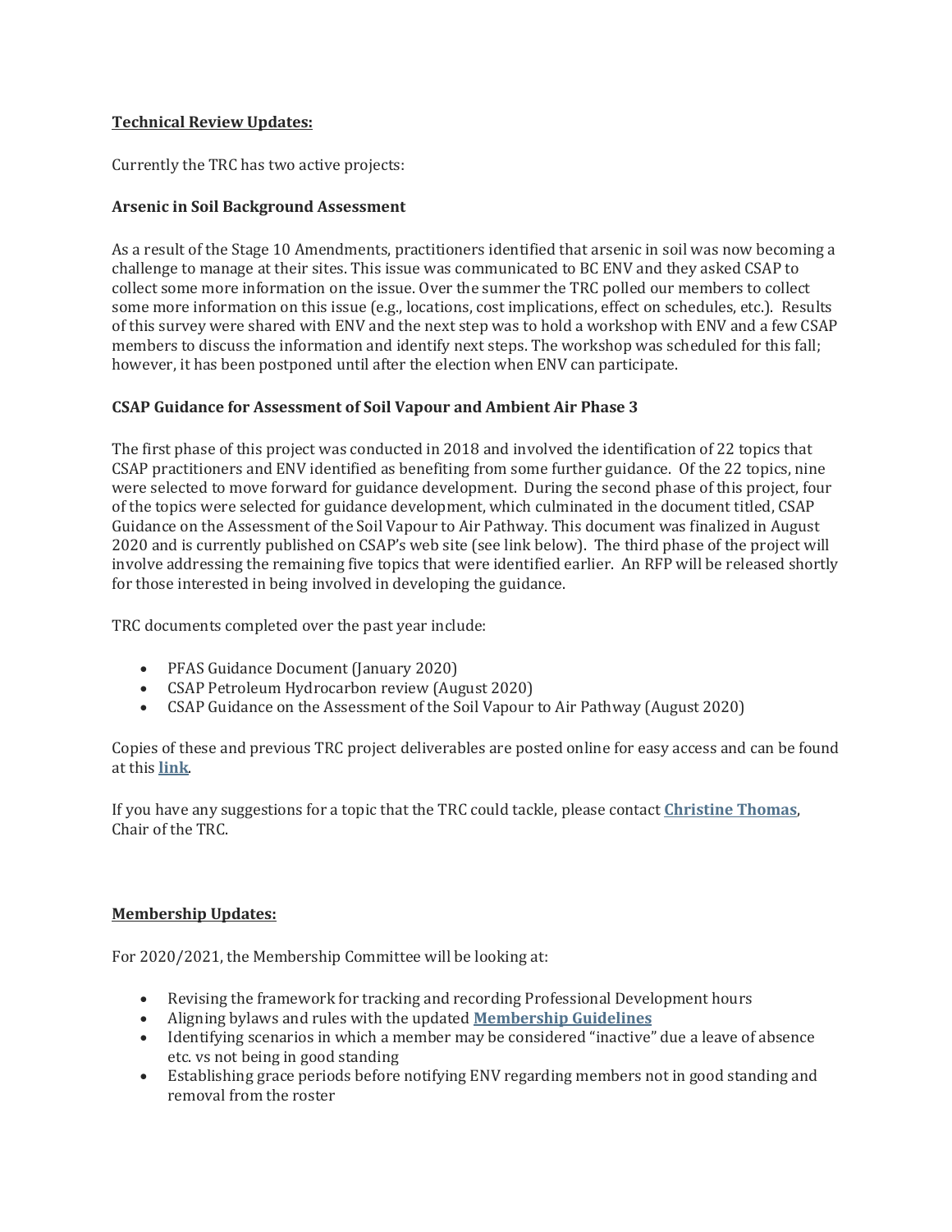## Technical Review Updates:

Currently the TRC has two active projects:

### Arsenic in Soil Background Assessment

As a result of the Stage 10 Amendments, practitioners identified that arsenic in soil was now becoming a challenge to manage at their sites. This issue was communicated to BC ENV and they asked CSAP to collect some more information on the issue. Over the summer the TRC polled our members to collect some more information on this issue (e.g., locations, cost implications, effect on schedules, etc.). Results of this survey were shared with ENV and the next step was to hold a workshop with ENV and a few CSAP members to discuss the information and identify next steps. The workshop was scheduled for this fall; however, it has been postponed until after the election when ENV can participate.

### CSAP Guidance for Assessment of Soil Vapour and Ambient Air Phase 3

The first phase of this project was conducted in 2018 and involved the identification of 22 topics that CSAP practitioners and ENV identified as benefiting from some further guidance. Of the 22 topics, nine were selected to move forward for guidance development. During the second phase of this project, four of the topics were selected for guidance development, which culminated in the document titled, CSAP Guidance on the Assessment of the Soil Vapour to Air Pathway. This document was finalized in August 2020 and is currently published on CSAP's web site (see link below). The third phase of the project will involve addressing the remaining five topics that were identified earlier. An RFP will be released shortly for those interested in being involved in developing the guidance.

TRC documents completed over the past year include:

- PFAS Guidance Document (January 2020)
- CSAP Petroleum Hydrocarbon review (August 2020)
- CSAP Guidance on the Assessment of the Soil Vapour to Air Pathway (August 2020)

Copies of these and previous TRC project deliverables are posted online for easy access and can be found at this **link**.

If you have any suggestions for a topic that the TRC could tackle, please contact **Christine Thomas**, Chair of the TRC.

## Membership Updates:

For 2020/2021, the Membership Committee will be looking at:

- Revising the framework for tracking and recording Professional Development hours
- Aligning bylaws and rules with the updated **Membership Guidelines**
- Identifying scenarios in which a member may be considered "inactive" due a leave of absence etc. vs not being in good standing
- Establishing grace periods before notifying ENV regarding members not in good standing and removal from the roster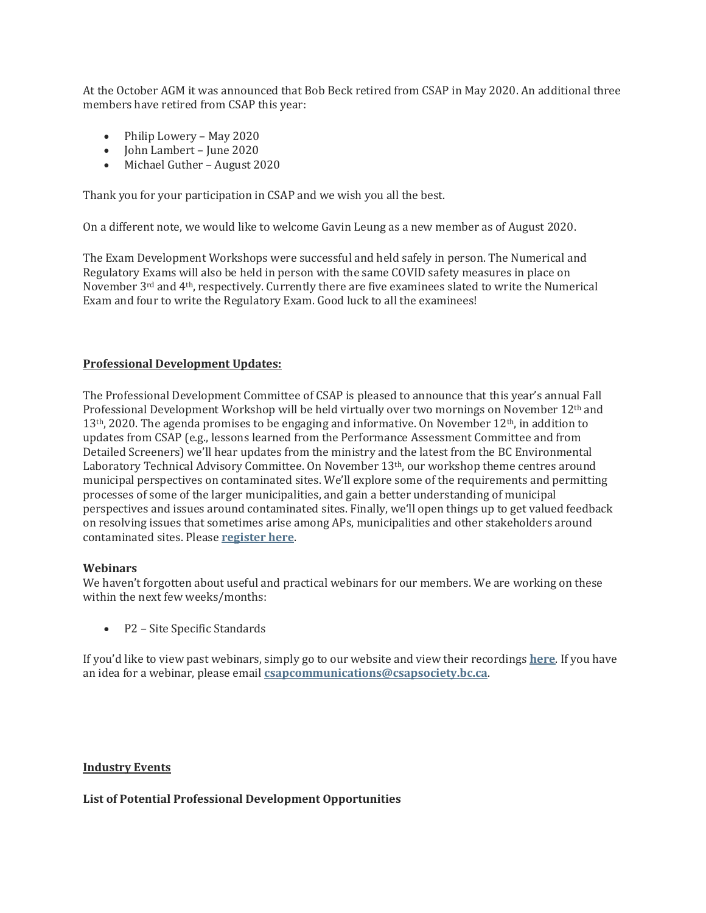At the October AGM it was announced that Bob Beck retired from CSAP in May 2020. An additional three members have retired from CSAP this year:

- Philip Lowery – May 2020
- John Lambert – June 2020
- Michael Guther – August 2020

Thank you for your participation in CSAP and we wish you all the best.

On a different note, we would like to welcome Gavin Leung as a new member as of August 2020.

The Exam Development Workshops were successful and held safely in person. The Numerical and Regulatory Exams will also be held in person with the same COVID safety measures in place on November 3rd and 4th, respectively. Currently there are five examinees slated to write the Numerical Exam and four to write the Regulatory Exam. Good luck to all the examinees!

## **Professional Development Updates:**

The Professional Development Committee of CSAP is pleased to announce that this year's annual Fall Professional Development Workshop will be held virtually over two mornings on November 12th and 13th, 2020. The agenda promises to be engaging and informative. On November 12th, in addition to updates from CSAP (e.g., lessons learned from the Performance Assessment Committee and from Detailed Screeners) we'll hear updates from the ministry and the latest from the BC Environmental Laboratory Technical Advisory Committee. On November 13th, our workshop theme centres around municipal perspectives on contaminated sites. We'll explore some of the requirements and permitting processes of some of the larger municipalities, and gain a better understanding of municipal perspectives and issues around contaminated sites. Finally, we'll open things up to get valued feedback on resolving issues that sometimes arise among APs, municipalities and other stakeholders around contaminated sites. Please **register here**.

### **Webinars**

We haven't forgotten about useful and practical webinars for our members. We are working on these within the next few weeks/months:

- P2 – Site Specific Standards

If you'd like to view past webinars, simply go to our website and view their recordings **here**. If you have an idea for a webinar, please email **csapcommunications@csapsociety.bc.ca**.

## **Industry Events**

### **List of Potential Professional Development Opportunities**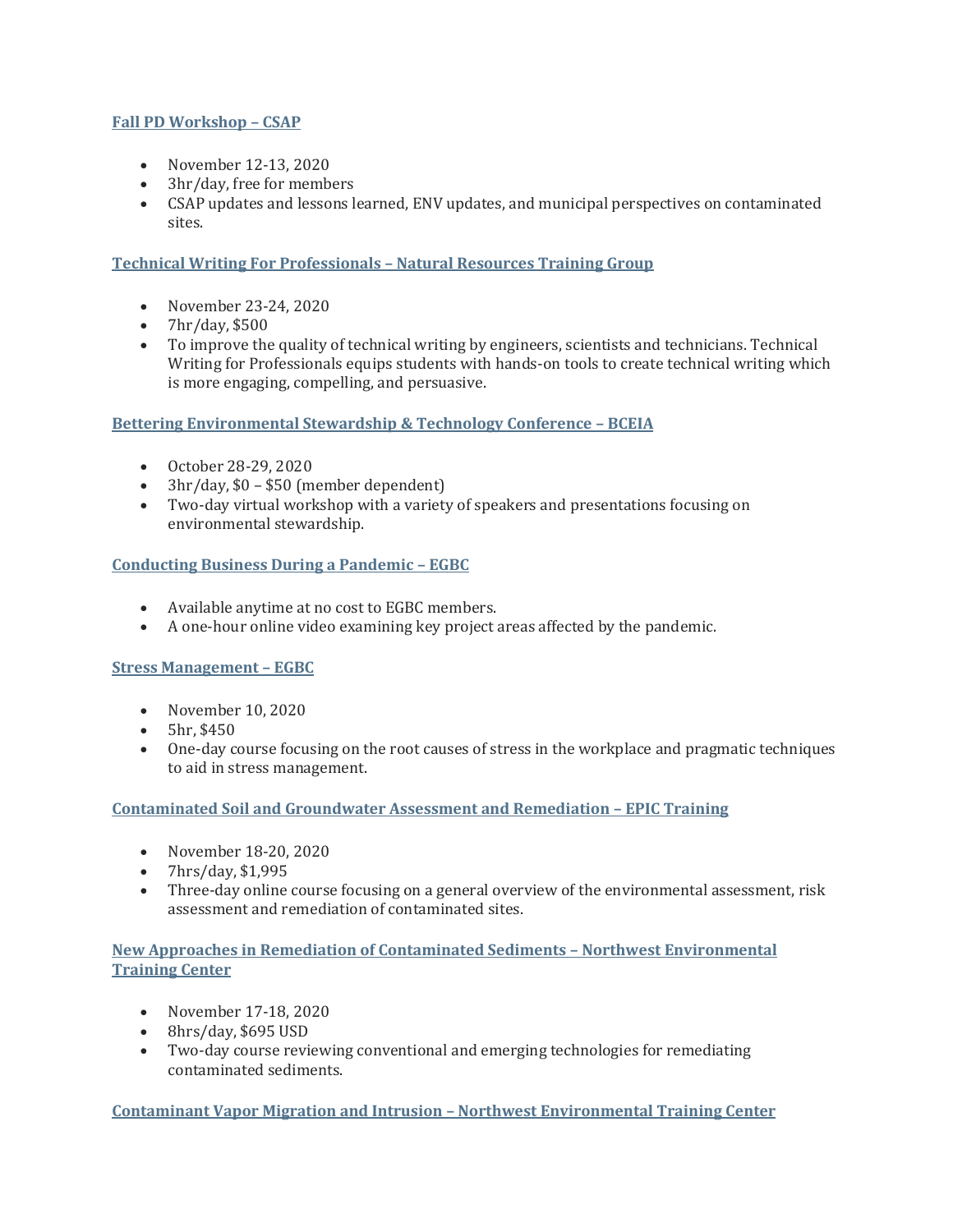[Fall PD Workshop – CSAP]

- November 12-13, 2020
- 3hr/day, free for members
- CSAP updates and lessons learned, ENV updates, and municipal perspectives on contaminated sites.

[Technical Writing For Professionals – Natural Resources Training Group]

- November 23-24, 2020
- 7hr/day, $500
- To improve the quality of technical writing by engineers, scientists and technicians. Technical Writing for Professionals equips students with hands-on tools to create technical writing which is more engaging, compelling, and persuasive.

[Bettering Environmental Stewardship & Technology Conference – BCEIA]

- October 28-29, 2020
- 3hr/day, $0 – $50 (member dependent)
- Two-day virtual workshop with a variety of speakers and presentations focusing on environmental stewardship.

[Conducting Business During a Pandemic – EGBC]

- Available anytime at no cost to EGBC members.
- A one-hour online video examining key project areas affected by the pandemic.

[Stress Management – EGBC]

- November 10, 2020
- 5hr, $450
- One-day course focusing on the root causes of stress in the workplace and pragmatic techniques to aid in stress management.

[Contaminated Soil and Groundwater Assessment and Remediation – EPIC Training]

- November 18-20, 2020
- 7hrs/day, $1,995
- Three-day online course focusing on a general overview of the environmental assessment, risk assessment and remediation of contaminated sites.

[New Approaches in Remediation of Contaminated Sediments – Northwest Environmental Training Center]

- November 17-18, 2020
- 8hrs/day, $695 USD
- Two-day course reviewing conventional and emerging technologies for remediating contaminated sediments.

[Contaminant Vapor Migration and Intrusion – Northwest Environmental Training Center]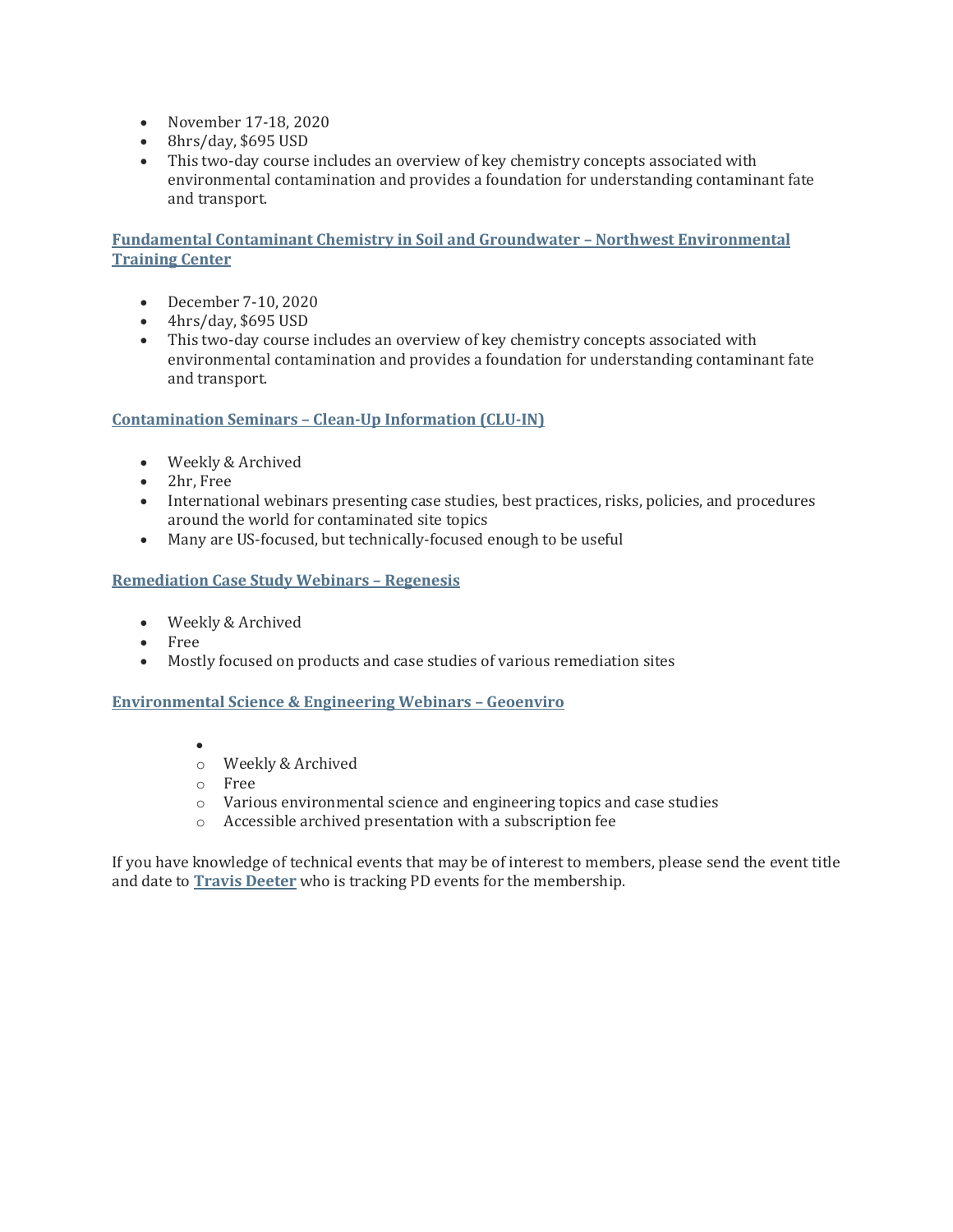- November 17-18, 2020
- 8hrs/day, $695 USD
- This two-day course includes an overview of key chemistry concepts associated with environmental contamination and provides a foundation for understanding contaminant fate and transport.

**Fundamental Contaminant Chemistry in Soil and Groundwater – Northwest Environmental Training Center**

- December 7-10, 2020
- 4hrs/day, $695 USD
- This two-day course includes an overview of key chemistry concepts associated with environmental contamination and provides a foundation for understanding contaminant fate and transport.

**Contamination Seminars – Clean-Up Information (CLU-IN)**

- Weekly & Archived
- 2hr, Free
- International webinars presenting case studies, best practices, risks, policies, and procedures around the world for contaminated site topics
- Many are US-focused, but technically-focused enough to be useful

**Remediation Case Study Webinars – Regenesis**

- Weekly & Archived
- Free
- Mostly focused on products and case studies of various remediation sites

**Environmental Science & Engineering Webinars – Geoenviro**

- 
  - Weekly & Archived
  - Free
  - Various environmental science and engineering topics and case studies
  - Accessible archived presentation with a subscription fee

If you have knowledge of technical events that may be of interest to members, please send the event title and date to **Travis Deeter** who is tracking PD events for the membership.